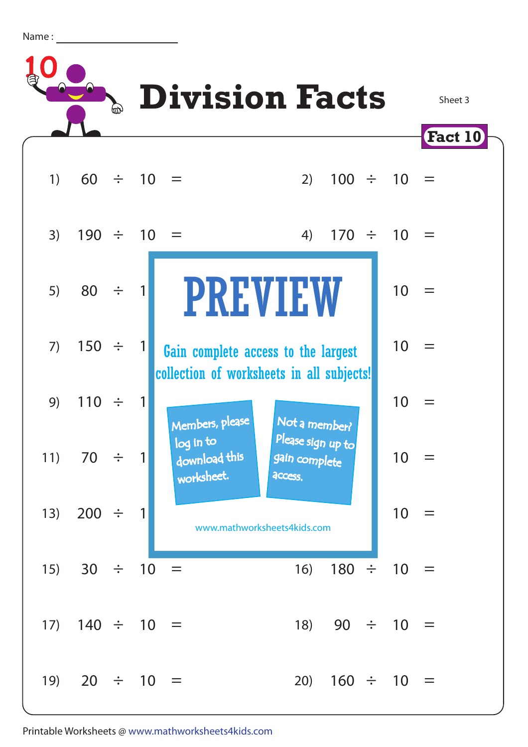Name : ____________________

# Division Facts

Sheet 3

**Fact 10**

1) 60 ÷ 10 =

2) 100 ÷ 10 =

3) 190 ÷ 10 =

4) 170 ÷ 10 =

5) 80 ÷ 1

10 =

7) 150 ÷ 1

10 =

9) 110 ÷ 1

10 =

11) 70 ÷ 1

10 =

13) 200 ÷ 1

10 =

**PREVIEW**

Gain complete access to the largest collection of worksheets in all subjects!

Members, please log in to download this worksheet.

Not a member? Please sign up to gain complete access.

www.mathworksheets4kids.com

15) 30 ÷ 10 =

16) 180 ÷ 10 =

17) 140 ÷ 10 =

18) 90 ÷ 10 =

19) 20 ÷ 10 =

20) 160 ÷ 10 =

Printable Worksheets @ www.mathworksheets4kids.com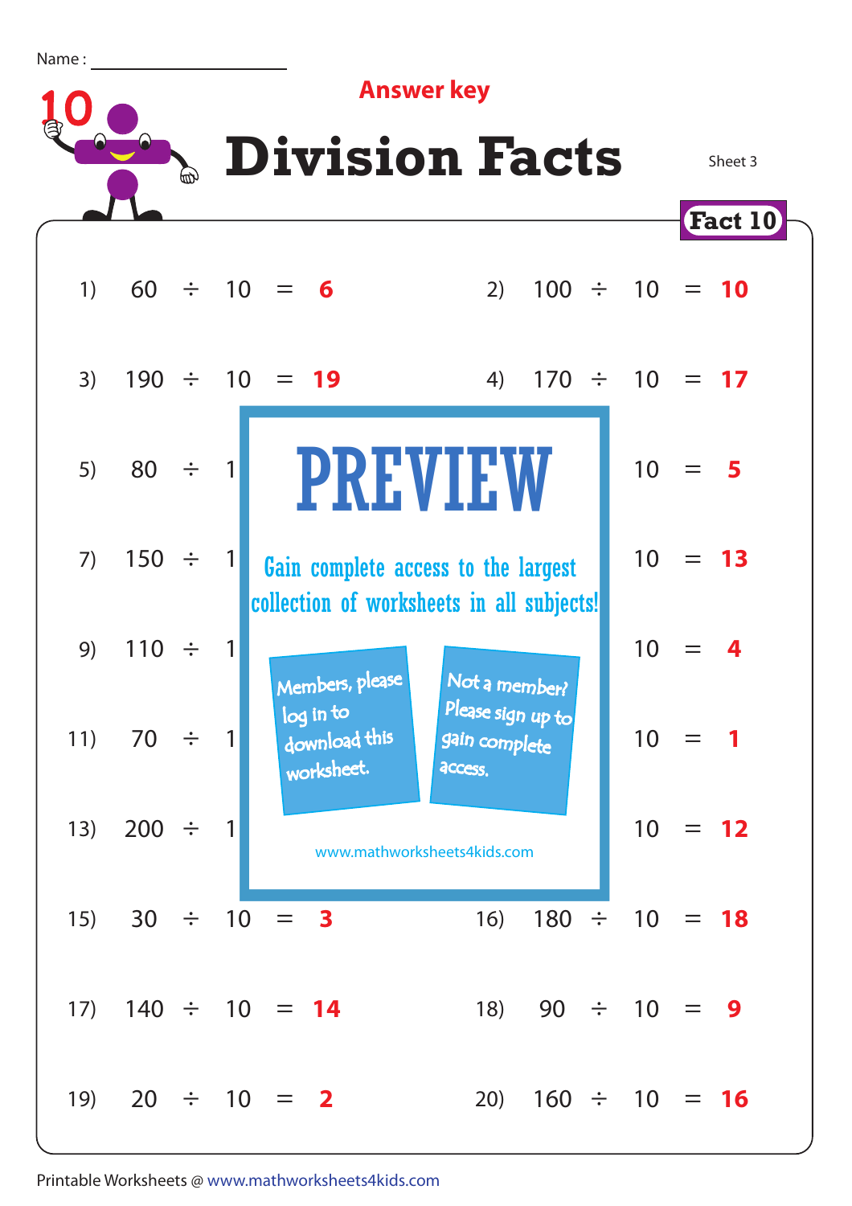Name : ____________________

**Answer key**

# Division Facts

Sheet 3

**Fact 10**

1) 60 ÷ 10 = **6**

2) 100 ÷ 10 = **10**

3) 190 ÷ 10 = **19**

4) 170 ÷ 10 = **17**

5) 80 ÷ 1

6) 10 = **5**

7) 150 ÷ 1

8) 10 = **13**

9) 110 ÷ 1

10) 10 = **4**

11) 70 ÷ 1

12) 10 = **1**

13) 200 ÷ 1

14) 10 = **12**

15) 30 ÷ 10 = **3**

16) 180 ÷ 10 = **18**

17) 140 ÷ 10 = **14**

18) 90 ÷ 10 = **9**

19) 20 ÷ 10 = **2**

20) 160 ÷ 10 = **16**

PREVIEW

Gain complete access to the largest collection of worksheets in all subjects!

Members, please log in to download this worksheet.

Not a member? Please sign up to gain complete access.

www.mathworksheets4kids.com

Printable Worksheets @ www.mathworksheets4kids.com